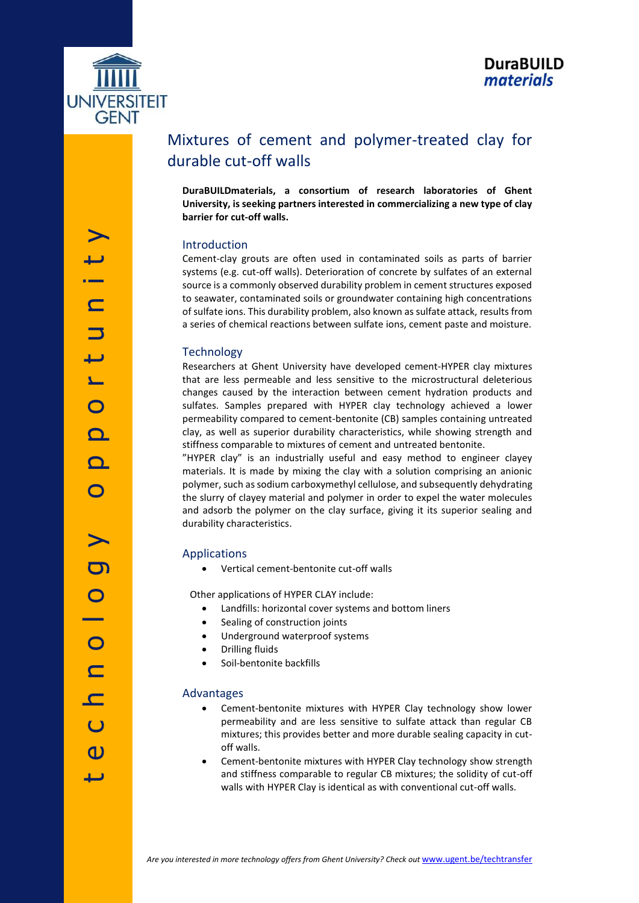UNIVERSITEIT GENT

DuraBUILD *materials*

technology opportunity

# Mixtures of cement and polymer-treated clay for durable cut-off walls

**DuraBUILDmaterials, a consortium of research laboratories of Ghent University, is seeking partners interested in commercializing a new type of clay barrier for cut-off walls.**

## Introduction

Cement-clay grouts are often used in contaminated soils as parts of barrier systems (e.g. cut-off walls). Deterioration of concrete by sulfates of an external source is a commonly observed durability problem in cement structures exposed to seawater, contaminated soils or groundwater containing high concentrations of sulfate ions. This durability problem, also known as sulfate attack, results from a series of chemical reactions between sulfate ions, cement paste and moisture.

## Technology

Researchers at Ghent University have developed cement-HYPER clay mixtures that are less permeable and less sensitive to the microstructural deleterious changes caused by the interaction between cement hydration products and sulfates. Samples prepared with HYPER clay technology achieved a lower permeability compared to cement-bentonite (CB) samples containing untreated clay, as well as superior durability characteristics, while showing strength and stiffness comparable to mixtures of cement and untreated bentonite.

"HYPER clay" is an industrially useful and easy method to engineer clayey materials. It is made by mixing the clay with a solution comprising an anionic polymer, such as sodium carboxymethyl cellulose, and subsequently dehydrating the slurry of clayey material and polymer in order to expel the water molecules and adsorb the polymer on the clay surface, giving it its superior sealing and durability characteristics.

## Applications

- Vertical cement-bentonite cut-off walls

Other applications of HYPER CLAY include:

- Landfills: horizontal cover systems and bottom liners
- Sealing of construction joints
- Underground waterproof systems
- Drilling fluids
- Soil-bentonite backfills

## Advantages

- Cement-bentonite mixtures with HYPER Clay technology show lower permeability and are less sensitive to sulfate attack than regular CB mixtures; this provides better and more durable sealing capacity in cut-off walls.
- Cement-bentonite mixtures with HYPER Clay technology show strength and stiffness comparable to regular CB mixtures; the solidity of cut-off walls with HYPER Clay is identical as with conventional cut-off walls.

*Are you interested in more technology offers from Ghent University? Check out* www.ugent.be/techtransfer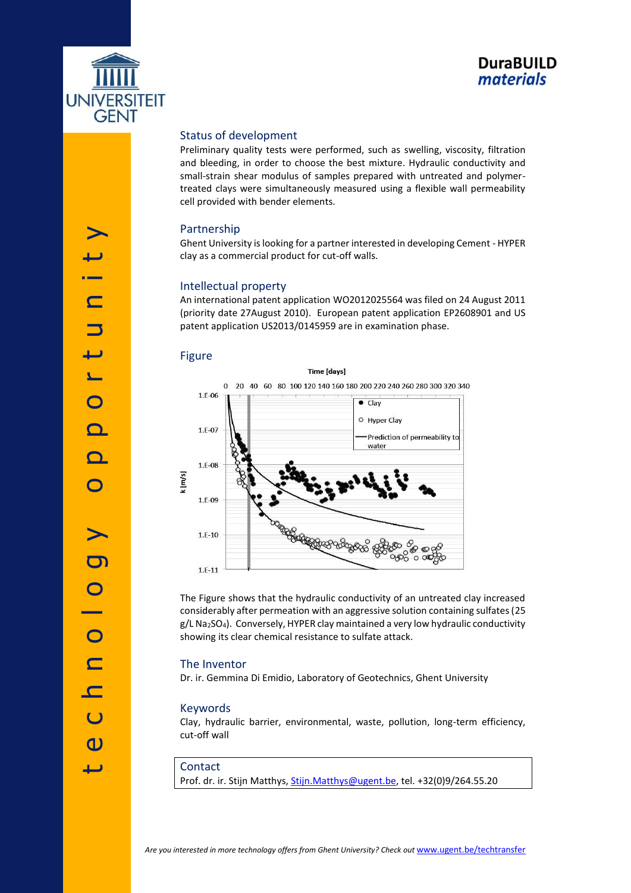## Status of development

Preliminary quality tests were performed, such as swelling, viscosity, filtration and bleeding, in order to choose the best mixture. Hydraulic conductivity and small-strain shear modulus of samples prepared with untreated and polymer-treated clays were simultaneously measured using a flexible wall permeability cell provided with bender elements.

## Partnership

Ghent University is looking for a partner interested in developing Cement - HYPER clay as a commercial product for cut-off walls.

## Intellectual property

An international patent application WO2012025564 was filed on 24 August 2011 (priority date 27August 2010). European patent application EP2608901 and US patent application US2013/0145959 are in examination phase.

## Figure

Time [days]

0 20 40 60 80 100 120 140 160 180 200 220 240 260 280 300 320 340

k [m/s]

1.E-06
1.E-07
1.E-08
1.E-09
1.E-10
1.E-11

Clay

Hyper Clay

Prediction of permeability to water

The Figure shows that the hydraulic conductivity of an untreated clay increased considerably after permeation with an aggressive solution containing sulfates (25 g/L $Na_2SO_4$). Conversely, HYPER clay maintained a very low hydraulic conductivity showing its clear chemical resistance to sulfate attack.

## The Inventor

Dr. ir. Gemmina Di Emidio, Laboratory of Geotechnics, Ghent University

## Keywords

Clay, hydraulic barrier, environmental, waste, pollution, long-term efficiency, cut-off wall

## Contact

Prof. dr. ir. Stijn Matthys, Stijn.Matthys@ugent.be, tel. +32(0)9/264.55.20

*Are you interested in more technology offers from Ghent University? Check out* www.ugent.be/techtransfer